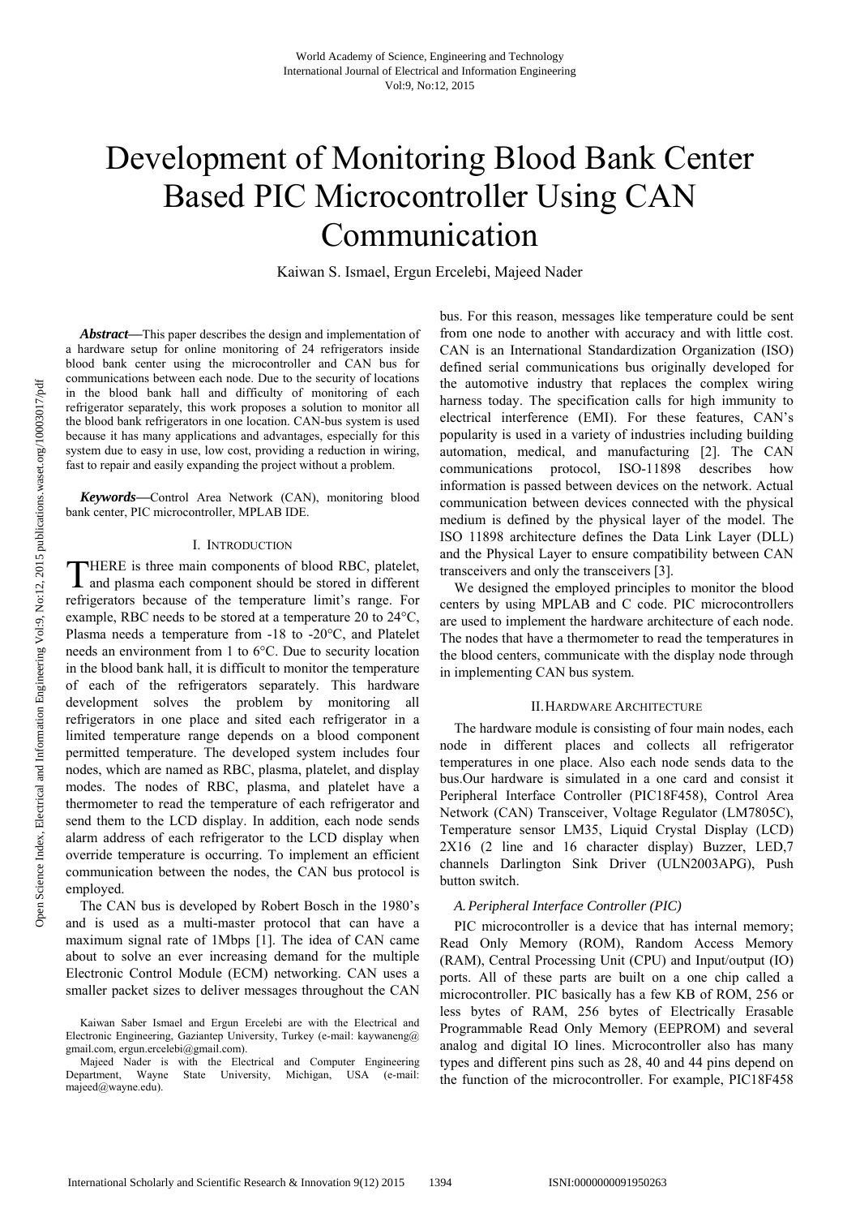# Development of Monitoring Blood Bank Center Based PIC Microcontroller Using CAN Communication

Kaiwan S. Ismael, Ergun Ercelebi, Majeed Nader

***Abstract*****—**This paper describes the design and implementation of a hardware setup for online monitoring of 24 refrigerators inside blood bank center using the microcontroller and CAN bus for communications between each node. Due to the security of locations in the blood bank hall and difficulty of monitoring of each refrigerator separately, this work proposes a solution to monitor all the blood bank refrigerators in one location. CAN-bus system is used because it has many applications and advantages, especially for this system due to easy in use, low cost, providing a reduction in wiring, fast to repair and easily expanding the project without a problem.

***Keywords*****—**Control Area Network (CAN), monitoring blood bank center, PIC microcontroller, MPLAB IDE.

## I. Introduction

THERE is three main components of blood RBC, platelet, and plasma each component should be stored in different refrigerators because of the temperature limit's range. For example, RBC needs to be stored at a temperature 20 to 24°C, Plasma needs a temperature from -18 to -20°C, and Platelet needs an environment from 1 to 6°C. Due to security location in the blood bank hall, it is difficult to monitor the temperature of each of the refrigerators separately. This hardware development solves the problem by monitoring all refrigerators in one place and sited each refrigerator in a limited temperature range depends on a blood component permitted temperature. The developed system includes four nodes, which are named as RBC, plasma, platelet, and display modes. The nodes of RBC, plasma, and platelet have a thermometer to read the temperature of each refrigerator and send them to the LCD display. In addition, each node sends alarm address of each refrigerator to the LCD display when override temperature is occurring. To implement an efficient communication between the nodes, the CAN bus protocol is employed.

The CAN bus is developed by Robert Bosch in the 1980's and is used as a multi-master protocol that can have a maximum signal rate of 1Mbps [1]. The idea of CAN came about to solve an ever increasing demand for the multiple Electronic Control Module (ECM) networking. CAN uses a smaller packet sizes to deliver messages throughout the CAN bus. For this reason, messages like temperature could be sent from one node to another with accuracy and with little cost. CAN is an International Standardization Organization (ISO) defined serial communications bus originally developed for the automotive industry that replaces the complex wiring harness today. The specification calls for high immunity to electrical interference (EMI). For these features, CAN's popularity is used in a variety of industries including building automation, medical, and manufacturing [2]. The CAN communications protocol, ISO-11898 describes how information is passed between devices on the network. Actual communication between devices connected with the physical medium is defined by the physical layer of the model. The ISO 11898 architecture defines the Data Link Layer (DLL) and the Physical Layer to ensure compatibility between CAN transceivers and only the transceivers [3].

We designed the employed principles to monitor the blood centers by using MPLAB and C code. PIC microcontrollers are used to implement the hardware architecture of each node. The nodes that have a thermometer to read the temperatures in the blood centers, communicate with the display node through in implementing CAN bus system.

## II. Hardware Architecture

The hardware module is consisting of four main nodes, each node in different places and collects all refrigerator temperatures in one place. Also each node sends data to the bus.Our hardware is simulated in a one card and consist it Peripheral Interface Controller (PIC18F458), Control Area Network (CAN) Transceiver, Voltage Regulator (LM7805C), Temperature sensor LM35, Liquid Crystal Display (LCD) 2X16 (2 line and 16 character display) Buzzer, LED,7 channels Darlington Sink Driver (ULN2003APG), Push button switch.

### *A. Peripheral Interface Controller (PIC)*

PIC microcontroller is a device that has internal memory; Read Only Memory (ROM), Random Access Memory (RAM), Central Processing Unit (CPU) and Input/output (IO) ports. All of these parts are built on a one chip called a microcontroller. PIC basically has a few KB of ROM, 256 or less bytes of RAM, 256 bytes of Electrically Erasable Programmable Read Only Memory (EEPROM) and several analog and digital IO lines. Microcontroller also has many types and different pins such as 28, 40 and 44 pins depend on the function of the microcontroller. For example, PIC18F458

Kaiwan Saber Ismael and Ergun Ercelebi are with the Electrical and Electronic Engineering, Gaziantep University, Turkey (e-mail: kaywaneng@gmail.com, ergun.ercelebi@gmail.com).

Majeed Nader is with the Electrical and Computer Engineering Department, Wayne State University, Michigan, USA (e-mail: majeed@wayne.edu).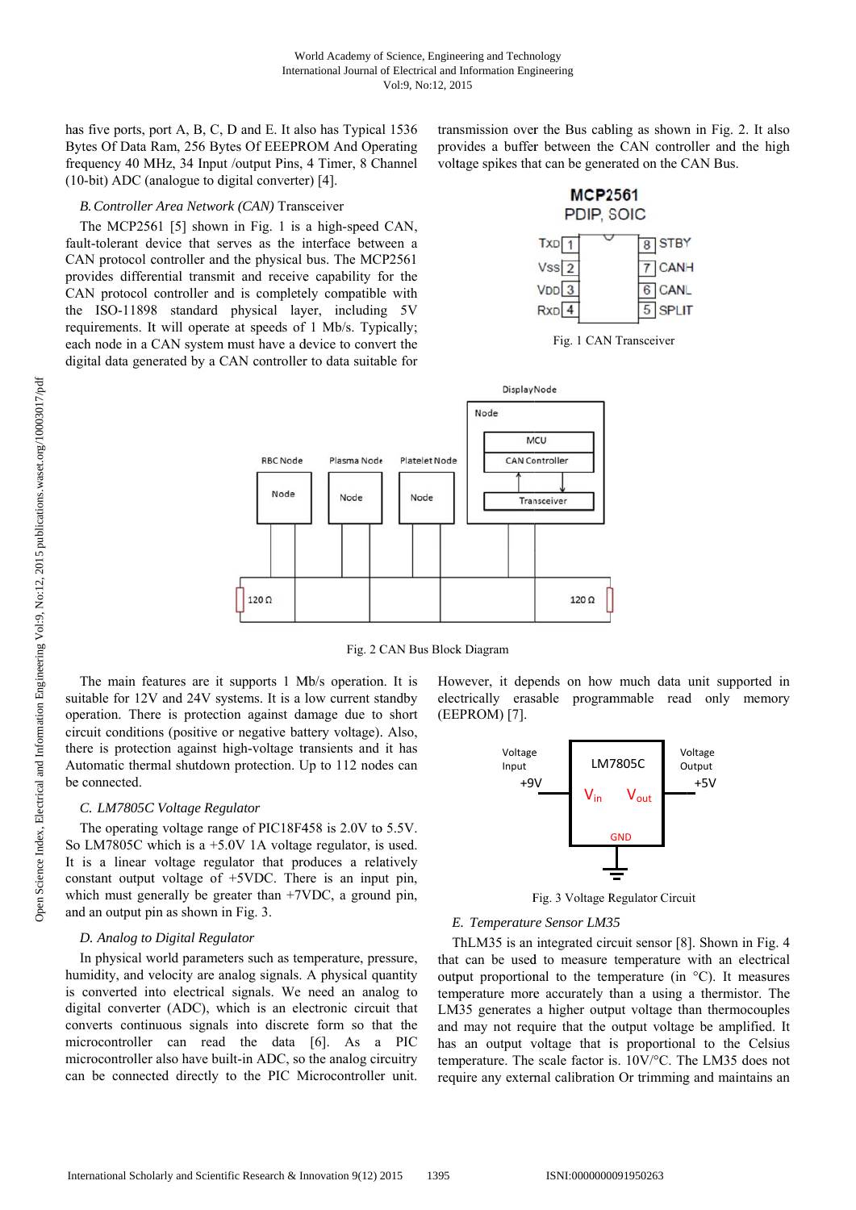has five ports, port A, B, C, D and E. It also has Typical 1536 Bytes Of Data Ram, 256 Bytes Of EEEPROM And Operating frequency 40 MHz, 34 Input /output Pins, 4 Timer, 8 Channel (10-bit) ADC (analogue to digital converter) [4].

### *B. Controller Area Network (CAN)* Transceiver

The MCP2561 [5] shown in Fig. 1 is a high-speed CAN, fault-tolerant device that serves as the interface between a CAN protocol controller and the physical bus. The MCP2561 provides differential transmit and receive capability for the CAN protocol controller and is completely compatible with the ISO-11898 standard physical layer, including 5V requirements. It will operate at speeds of 1 Mb/s. Typically; each node in a CAN system must have a device to convert the digital data generated by a CAN controller to data suitable for transmission over the Bus cabling as shown in Fig. 2. It also provides a buffer between the CAN controller and the high voltage spikes that can be generated on the CAN Bus.

Fig. 1 CAN Transceiver

Fig. 2 CAN Bus Block Diagram

The main features are it supports 1 Mb/s operation. It is suitable for 12V and 24V systems. It is a low current standby operation. There is protection against damage due to short circuit conditions (positive or negative battery voltage). Also, there is protection against high-voltage transients and it has Automatic thermal shutdown protection. Up to 112 nodes can be connected.

### *C. LM7805C Voltage Regulator*

The operating voltage range of PIC18F458 is 2.0V to 5.5V. So LM7805C which is a +5.0V 1A voltage regulator, is used. It is a linear voltage regulator that produces a relatively constant output voltage of +5VDC. There is an input pin, which must generally be greater than +7VDC, a ground pin, and an output pin as shown in Fig. 3.

### *D. Analog to Digital Regulator*

In physical world parameters such as temperature, pressure, humidity, and velocity are analog signals. A physical quantity is converted into electrical signals. We need an analog to digital converter (ADC), which is an electronic circuit that converts continuous signals into discrete form so that the microcontroller can read the data [6]. As a PIC microcontroller also have built-in ADC, so the analog circuitry can be connected directly to the PIC Microcontroller unit. However, it depends on how much data unit supported in electrically erasable programmable read only memory (EEPROM) [7].

Fig. 3 Voltage Regulator Circuit

### *E. Temperature Sensor LM35*

ThLM35 is an integrated circuit sensor [8]. Shown in Fig. 4 that can be used to measure temperature with an electrical output proportional to the temperature (in °C). It measures temperature more accurately than a using a thermistor. The LM35 generates a higher output voltage than thermocouples and may not require that the output voltage be amplified. It has an output voltage that is proportional to the Celsius temperature. The scale factor is. 10V/°C. The LM35 does not require any external calibration Or trimming and maintains an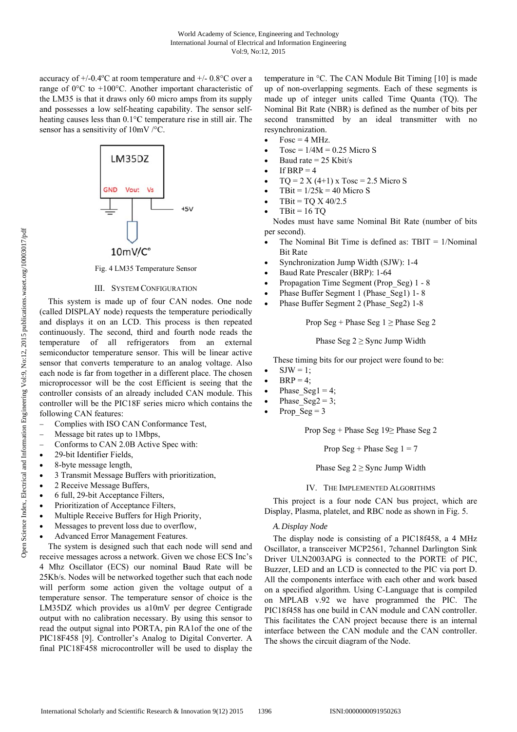accuracy of +/-0.4ºC at room temperature and +/- 0.8°C over a range of 0°C to +100°C. Another important characteristic of the LM35 is that it draws only 60 micro amps from its supply and possesses a low self-heating capability. The sensor self-heating causes less than 0.1°C temperature rise in still air. The sensor has a sensitivity of 10mV /°C.

Fig. 4 LM35 Temperature Sensor

## III. System Configuration

This system is made up of four CAN nodes. One node (called DISPLAY node) requests the temperature periodically and displays it on an LCD. This process is then repeated continuously. The second, third and fourth node reads the temperature of all refrigerators from an external semiconductor temperature sensor. This will be linear active sensor that converts temperature to an analog voltage. Also each node is far from together in a different place. The chosen microprocessor will be the cost Efficient is seeing that the controller consists of an already included CAN module. This controller will be the PIC18F series micro which contains the following CAN features:

- Complies with ISO CAN Conformance Test,
- Message bit rates up to 1Mbps,
- Conforms to CAN 2.0B Active Spec with:
  - 29-bit Identifier Fields,
  - 8-byte message length,
  - 3 Transmit Message Buffers with prioritization,
  - 2 Receive Message Buffers,
  - 6 full, 29-bit Acceptance Filters,
  - Prioritization of Acceptance Filters,
  - Multiple Receive Buffers for High Priority,
  - Messages to prevent loss due to overflow,
  - Advanced Error Management Features.

The system is designed such that each node will send and receive messages across a network. Given we chose ECS Inc's 4 Mhz Oscillator (ECS) our nominal Baud Rate will be 25Kb/s. Nodes will be networked together such that each node will perform some action given the voltage output of a temperature sensor. The temperature sensor of choice is the LM35DZ which provides us a10mV per degree Centigrade output with no calibration necessary. By using this sensor to read the output signal into PORTA, pin RA1of the one of the PIC18F458 [9]. Controller's Analog to Digital Converter. A final PIC18F458 microcontroller will be used to display the temperature in °C. The CAN Module Bit Timing [10] is made up of non-overlapping segments. Each of these segments is made up of integer units called Time Quanta (TQ). The Nominal Bit Rate (NBR) is defined as the number of bits per second transmitted by an ideal transmitter with no resynchronization.

- Fosc = 4 MHz.
- Tosc = 1/4M = 0.25 Micro S
- Baud rate = 25 Kbit/s
- If BRP = 4
- TQ = 2 X (4+1) x Tosc = 2.5 Micro S
- TBit = 1/25k = 40 Micro S
- TBit = TQ X 40/2.5
- TBit = 16 TQ

Nodes must have same Nominal Bit Rate (number of bits per second).

- The Nominal Bit Time is defined as: TBIT = 1/Nominal Bit Rate
- Synchronization Jump Width (SJW): 1-4
- Baud Rate Prescaler (BRP): 1-64
- Propagation Time Segment (Prop_Seg) 1 - 8
- Phase Buffer Segment 1 (Phase_Seg1) 1- 8
- Phase Buffer Segment 2 (Phase_Seg2) 1-8

$$\text{Prop Seg} + \text{Phase Seg 1} \geq \text{Phase Seg 2}$$

$$\text{Phase Seg 2} \geq \text{Sync Jump Width}$$

These timing bits for our project were found to be:

- SJW = 1;
- BRP = 4;
- Phase_Seg1 = 4;
- Phase_Seg2 = 3;
- Prop_Seg = 3

$$\text{Prop Seg} + \text{Phase Seg 19} \geq \text{Phase Seg 2}$$

$$\text{Prop Seg} + \text{Phase Seg 1} = 7$$

$$\text{Phase Seg 2} \geq \text{Sync Jump Width}$$

## IV. The Implemented Algorithms

This project is a four node CAN bus project, which are Display, Plasma, platelet, and RBC node as shown in Fig. 5.

### *A. Display Node*

The display node is consisting of a PIC18f458, a 4 MHz Oscillator, a specified transceiver MCP2561, 7channel Darlington Sink Driver ULN2003APG is connected to the PORTE of PIC, Buzzer, LED and an LCD is connected to the PIC via port D. All the components interface with each other and work based on a specified algorithm. Using C-Language that is compiled on MPLAB v.92 we have programmed the PIC. The PIC18f458 has one build in CAN module and CAN controller. This facilitates the CAN project because there is an internal interface between the CAN module and the CAN controller. The shows the circuit diagram of the Node.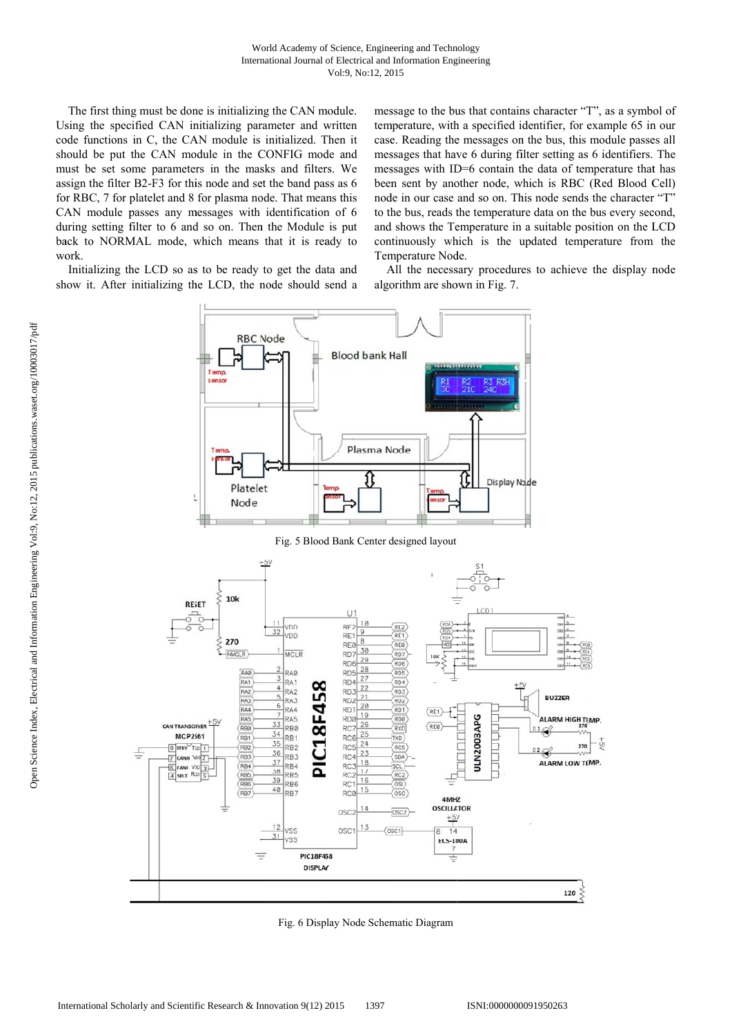The first thing must be done is initializing the CAN module. Using the specified CAN initializing parameter and written code functions in C, the CAN module is initialized. Then it should be put the CAN module in the CONFIG mode and must be set some parameters in the masks and filters. We assign the filter B2-F3 for this node and set the band pass as 6 for RBC, 7 for platelet and 8 for plasma node. That means this CAN module passes any messages with identification of 6 during setting filter to 6 and so on. Then the Module is put back to NORMAL mode, which means that it is ready to work.

Initializing the LCD so as to be ready to get the data and show it. After initializing the LCD, the node should send a message to the bus that contains character "T", as a symbol of temperature, with a specified identifier, for example 65 in our case. Reading the messages on the bus, this module passes all messages that have 6 during filter setting as 6 identifiers. The messages with ID=6 contain the data of temperature that has been sent by another node, which is RBC (Red Blood Cell) node in our case and so on. This node sends the character "T" to the bus, reads the temperature data on the bus every second, and shows the Temperature in a suitable position on the LCD continuously which is the updated temperature from the Temperature Node.

All the necessary procedures to achieve the display node algorithm are shown in Fig. 7.

Fig. 5 Blood Bank Center designed layout

Fig. 6 Display Node Schematic Diagram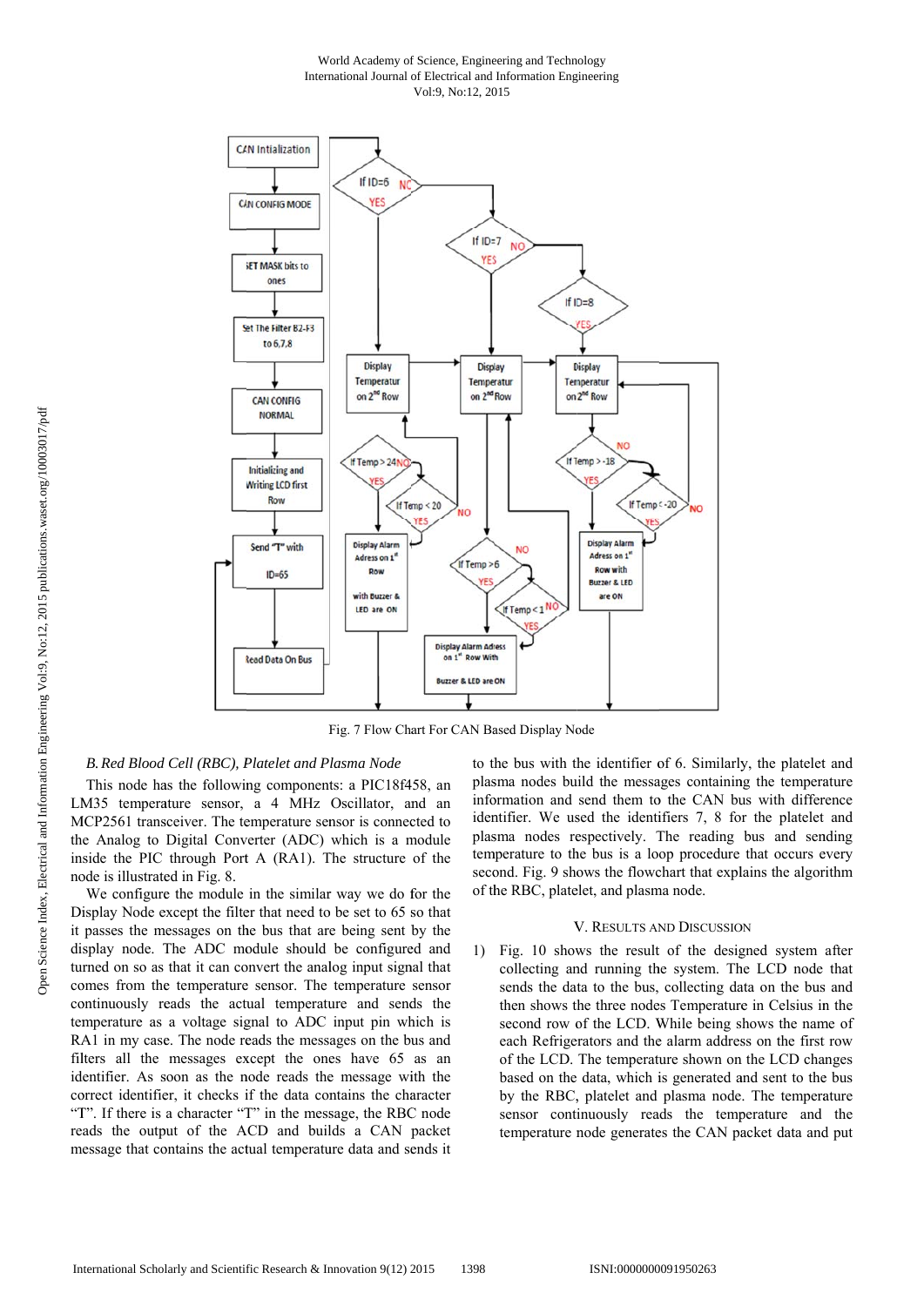Fig. 7 Flow Chart For CAN Based Display Node

*B. Red Blood Cell (RBC), Platelet and Plasma Node*

This node has the following components: a PIC18f458, an LM35 temperature sensor, a 4 MHz Oscillator, and an MCP2561 transceiver. The temperature sensor is connected to the Analog to Digital Converter (ADC) which is a module inside the PIC through Port A (RA1). The structure of the node is illustrated in Fig. 8.

We configure the module in the similar way we do for the Display Node except the filter that need to be set to 65 so that it passes the messages on the bus that are being sent by the display node. The ADC module should be configured and turned on so as that it can convert the analog input signal that comes from the temperature sensor. The temperature sensor continuously reads the actual temperature and sends the temperature as a voltage signal to ADC input pin which is RA1 in my case. The node reads the messages on the bus and filters all the messages except the ones have 65 as an identifier. As soon as the node reads the message with the correct identifier, it checks if the data contains the character "T". If there is a character "T" in the message, the RBC node reads the output of the ACD and builds a CAN packet message that contains the actual temperature data and sends it to the bus with the identifier of 6. Similarly, the platelet and plasma nodes build the messages containing the temperature information and send them to the CAN bus with difference identifier. We used the identifiers 7, 8 for the platelet and plasma nodes respectively. The reading bus and sending temperature to the bus is a loop procedure that occurs every second. Fig. 9 shows the flowchart that explains the algorithm of the RBC, platelet, and plasma node.

## V. Results and Discussion

1) Fig. 10 shows the result of the designed system after collecting and running the system. The LCD node that sends the data to the bus, collecting data on the bus and then shows the three nodes Temperature in Celsius in the second row of the LCD. While being shows the name of each Refrigerators and the alarm address on the first row of the LCD. The temperature shown on the LCD changes based on the data, which is generated and sent to the bus by the RBC, platelet and plasma node. The temperature sensor continuously reads the temperature and the temperature node generates the CAN packet data and put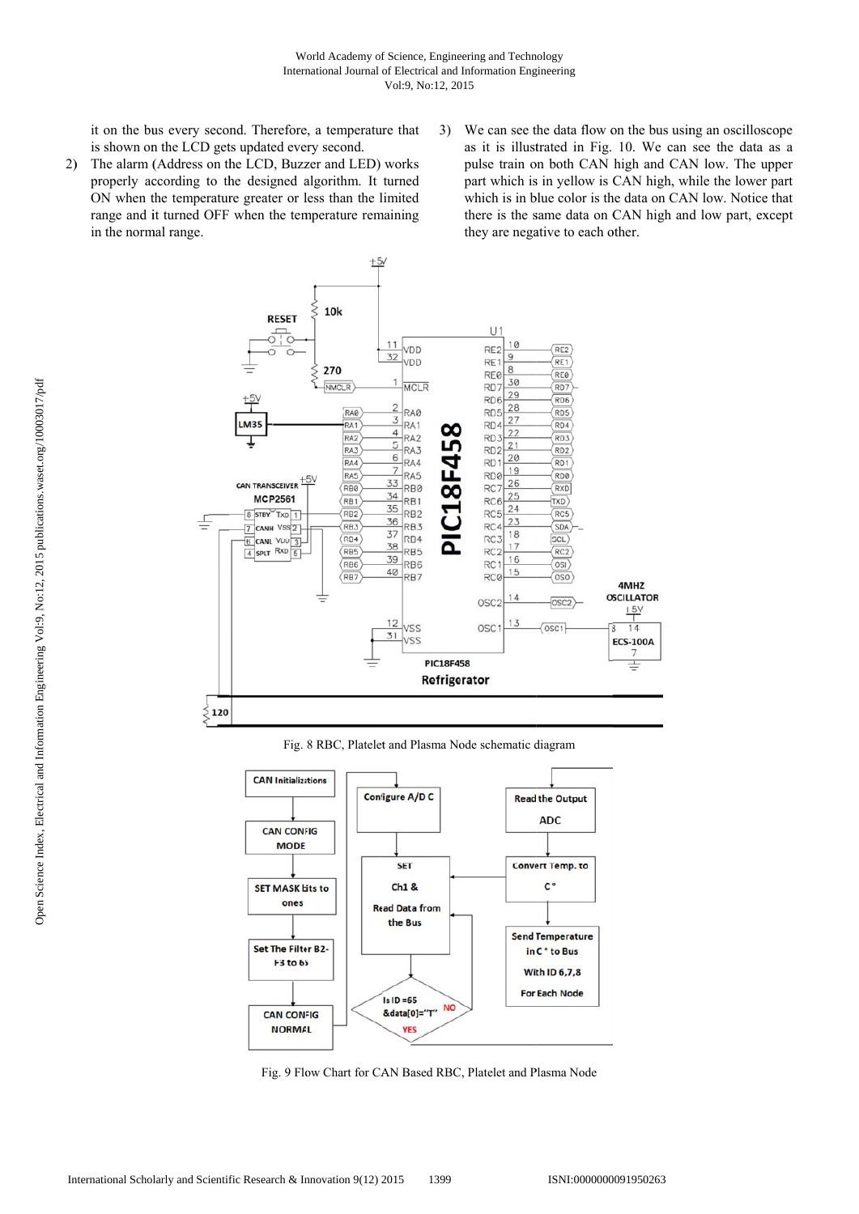it on the bus every second. Therefore, a temperature that is shown on the LCD gets updated every second.

2) The alarm (Address on the LCD, Buzzer and LED) works properly according to the designed algorithm. It turned ON when the temperature greater or less than the limited range and it turned OFF when the temperature remaining in the normal range.

3) We can see the data flow on the bus using an oscilloscope as it is illustrated in Fig. 10. We can see the data as a pulse train on both CAN high and CAN low. The upper part which is in yellow is CAN high, while the lower part which is in blue color is the data on CAN low. Notice that there is the same data on CAN high and low part, except they are negative to each other.

Fig. 8 RBC, Platelet and Plasma Node schematic diagram

Fig. 9 Flow Chart for CAN Based RBC, Platelet and Plasma Node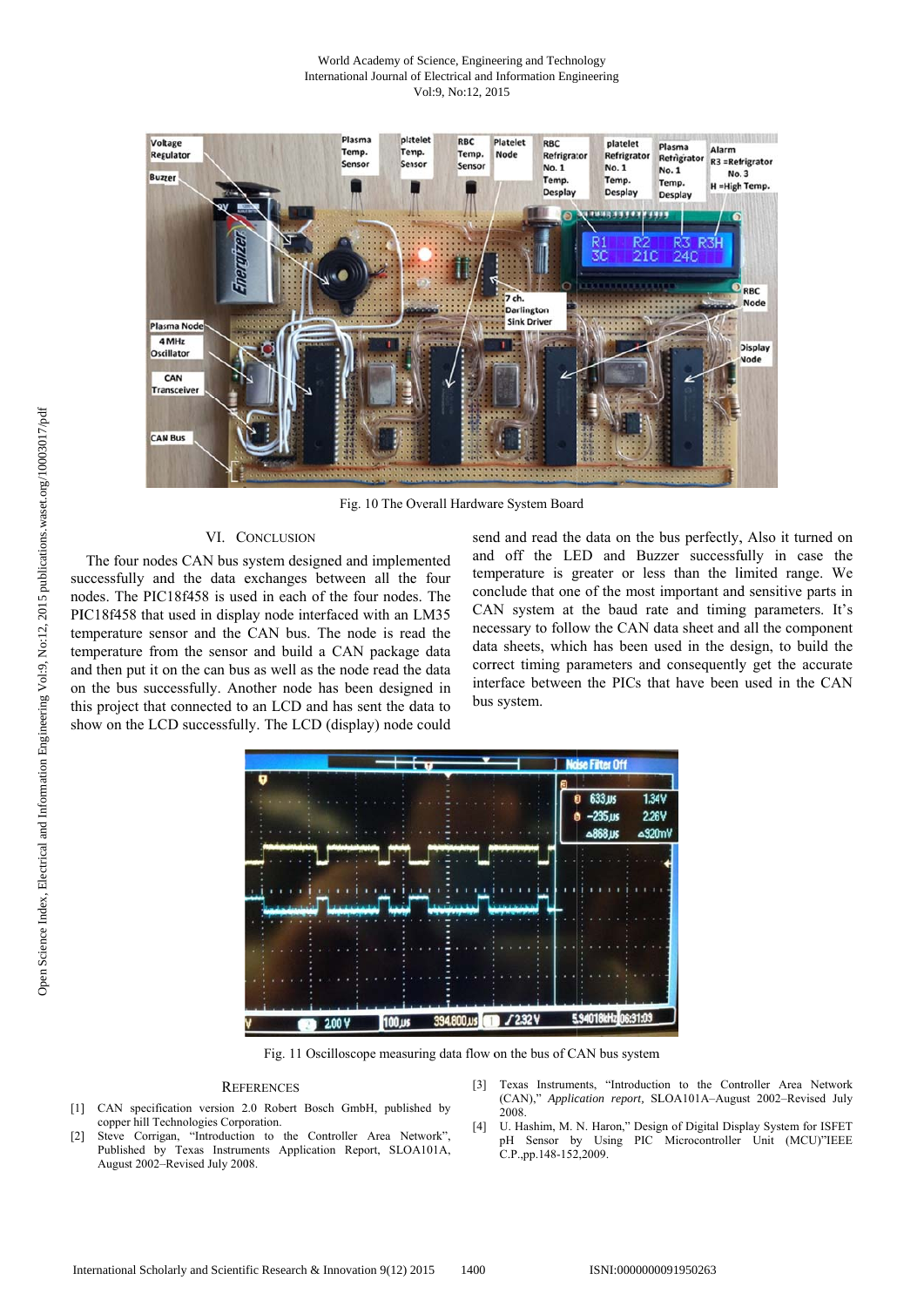Fig. 10 The Overall Hardware System Board

## VI. Conclusion

The four nodes CAN bus system designed and implemented successfully and the data exchanges between all the four nodes. The PIC18f458 is used in each of the four nodes. The PIC18f458 that used in display node interfaced with an LM35 temperature sensor and the CAN bus. The node is read the temperature from the sensor and build a CAN package data and then put it on the can bus as well as the node read the data on the bus successfully. Another node has been designed in this project that connected to an LCD and has sent the data to show on the LCD successfully. The LCD (display) node could send and read the data on the bus perfectly, Also it turned on and off the LED and Buzzer successfully in case the temperature is greater or less than the limited range. We conclude that one of the most important and sensitive parts in CAN system at the baud rate and timing parameters. It's necessary to follow the CAN data sheet and all the component data sheets, which has been used in the design, to build the correct timing parameters and consequently get the accurate interface between the PICs that have been used in the CAN bus system.

Fig. 11 Oscilloscope measuring data flow on the bus of CAN bus system

## References

[1] CAN specification version 2.0 Robert Bosch GmbH, published by copper hill Technologies Corporation.

[2] Steve Corrigan, "Introduction to the Controller Area Network", Published by Texas Instruments Application Report, SLOA101A, August 2002–Revised July 2008.

[3] Texas Instruments, "Introduction to the Controller Area Network (CAN)," *Application report*, SLOA101A–August 2002–Revised July 2008.

[4] U. Hashim, M. N. Haron," Design of Digital Display System for ISFET pH Sensor by Using PIC Microcontroller Unit (MCU)"IEEE C.P.,pp.148-152,2009.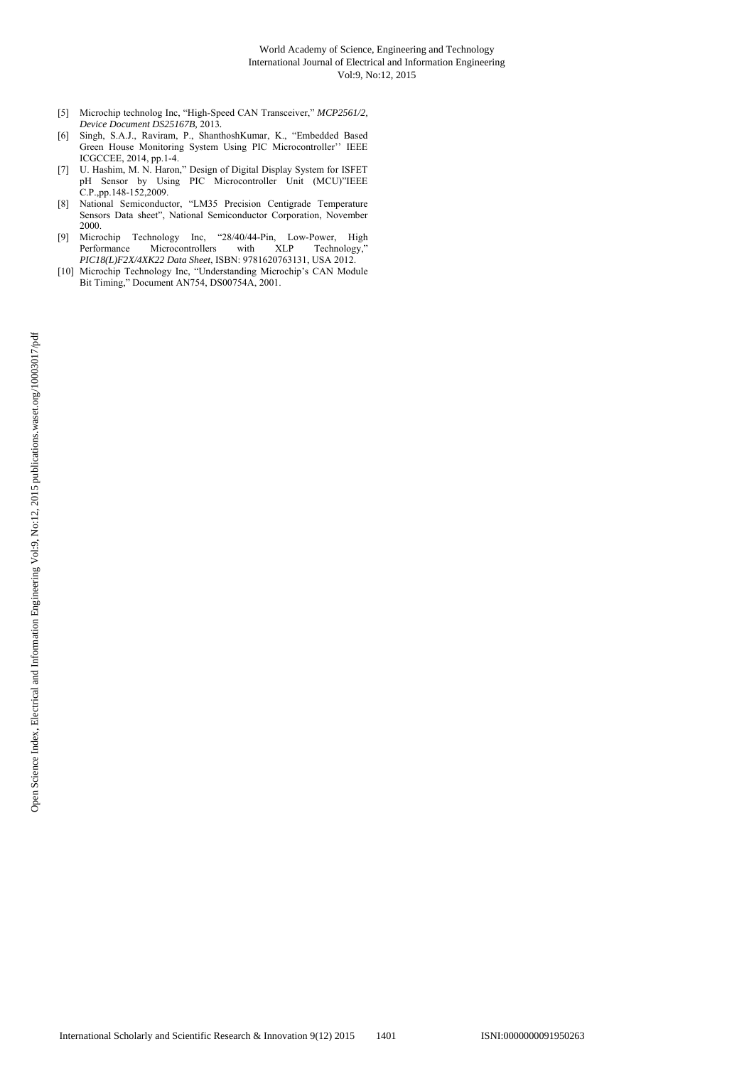[5] Microchip technolog Inc, "High-Speed CAN Transceiver," *MCP2561/2, Device Document DS25167B*, 2013.

[6] Singh, S.A.J., Raviram, P., ShanthoshKumar, K., "Embedded Based Green House Monitoring System Using PIC Microcontroller'' IEEE ICGCCEE, 2014, pp.1-4.

[7] U. Hashim, M. N. Haron," Design of Digital Display System for ISFET pH Sensor by Using PIC Microcontroller Unit (MCU)"IEEE C.P.,pp.148-152,2009.

[8] National Semiconductor, "LM35 Precision Centigrade Temperature Sensors Data sheet", National Semiconductor Corporation, November 2000.

[9] Microchip Technology Inc, "28/40/44-Pin, Low-Power, High Performance Microcontrollers with XLP Technology," *PIC18(L)F2X/4XK22 Data Sheet*, ISBN: 9781620763131, USA 2012.

[10] Microchip Technology Inc, "Understanding Microchip's CAN Module Bit Timing," Document AN754, DS00754A, 2001.